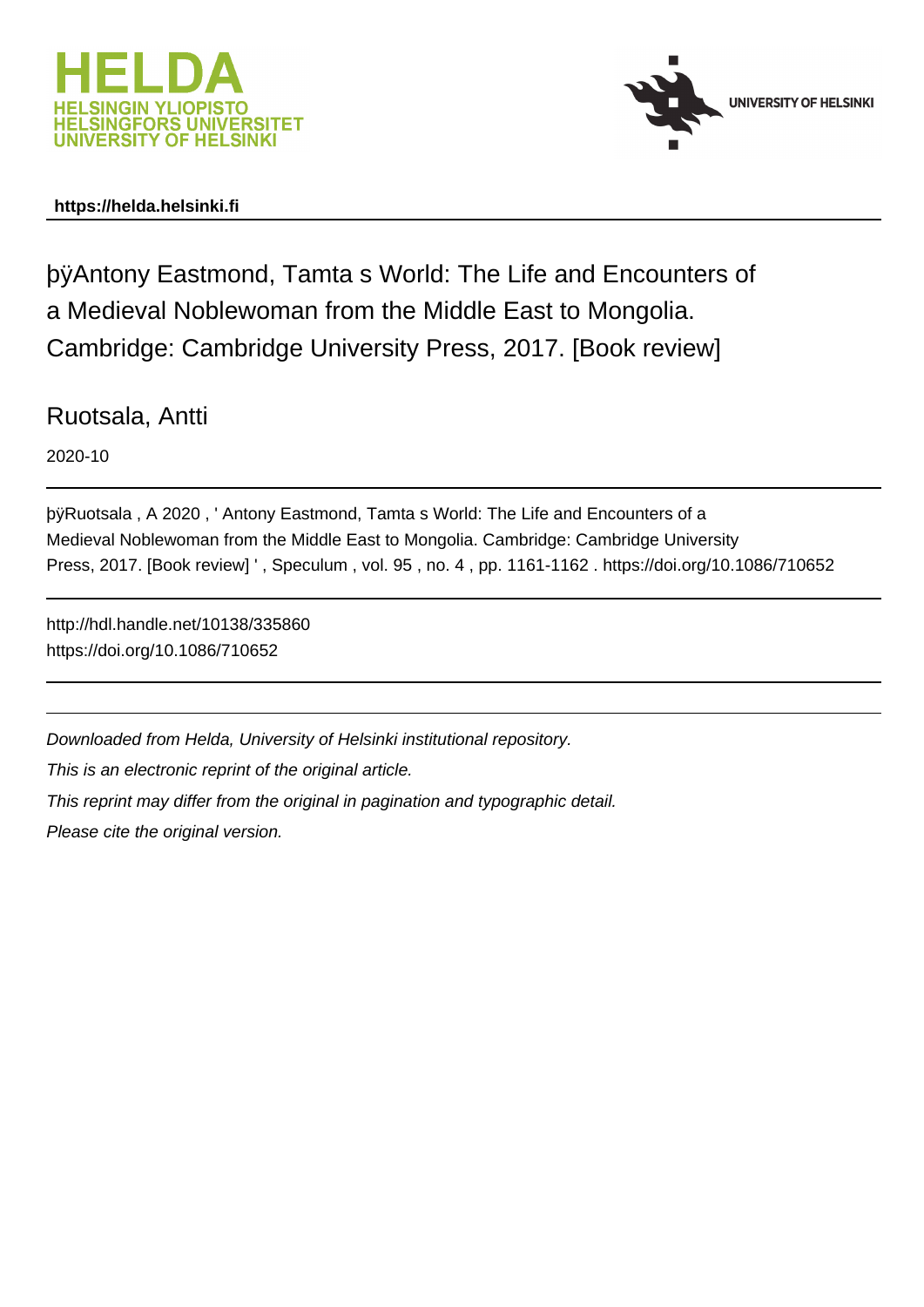**https://helda.helsinki.fi**

# þÿAntony Eastmond, Tamta s World: The Life and Encounters of a Medieval Noblewoman from the Middle East to Mongolia. Cambridge: Cambridge University Press, 2017. [Book review]

Ruotsala, Antti

2020-10

þÿRuotsala , A 2020 , ' Antony Eastmond, Tamta s World: The Life and Encounters of a Medieval Noblewoman from the Middle East to Mongolia. Cambridge: Cambridge University Press, 2017. [Book review] ' , Speculum , vol. 95 , no. 4 , pp. 1161-1162 . https://doi.org/10.1086/710652

http://hdl.handle.net/10138/335860
https://doi.org/10.1086/710652

*Downloaded from Helda, University of Helsinki institutional repository.*

*This is an electronic reprint of the original article.*

*This reprint may differ from the original in pagination and typographic detail.*

*Please cite the original version.*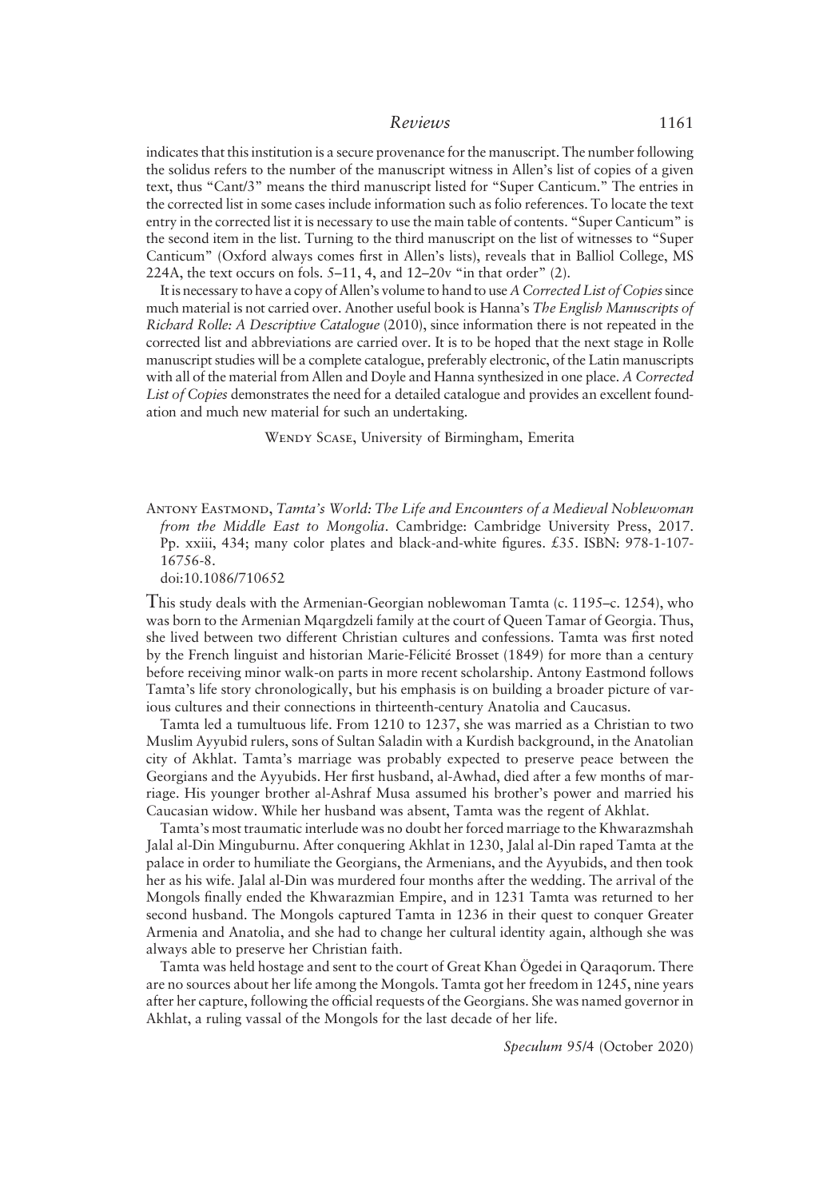indicates that this institution is a secure provenance for the manuscript. The number following the solidus refers to the number of the manuscript witness in Allen's list of copies of a given text, thus "Cant/3" means the third manuscript listed for "Super Canticum." The entries in the corrected list in some cases include information such as folio references. To locate the text entry in the corrected list it is necessary to use the main table of contents. "Super Canticum" is the second item in the list. Turning to the third manuscript on the list of witnesses to "Super Canticum" (Oxford always comes first in Allen's lists), reveals that in Balliol College, MS 224A, the text occurs on fols. 5–11, 4, and 12–20v "in that order" (2).

It is necessary to have a copy of Allen's volume to hand to use *A Corrected List of Copies* since much material is not carried over. Another useful book is Hanna's *The English Manuscripts of Richard Rolle: A Descriptive Catalogue* (2010), since information there is not repeated in the corrected list and abbreviations are carried over. It is to be hoped that the next stage in Rolle manuscript studies will be a complete catalogue, preferably electronic, of the Latin manuscripts with all of the material from Allen and Doyle and Hanna synthesized in one place. *A Corrected List of Copies* demonstrates the need for a detailed catalogue and provides an excellent foundation and much new material for such an undertaking.

Wendy Scase, University of Birmingham, Emerita

Antony Eastmond, *Tamta's World: The Life and Encounters of a Medieval Noblewoman from the Middle East to Mongolia*. Cambridge: Cambridge University Press, 2017. Pp. xxiii, 434; many color plates and black-and-white figures. £35. ISBN: 978-1-107-16756-8.
doi:10.1086/710652

This study deals with the Armenian-Georgian noblewoman Tamta (c. 1195–c. 1254), who was born to the Armenian Mqargdzeli family at the court of Queen Tamar of Georgia. Thus, she lived between two different Christian cultures and confessions. Tamta was first noted by the French linguist and historian Marie-Félicité Brosset (1849) for more than a century before receiving minor walk-on parts in more recent scholarship. Antony Eastmond follows Tamta's life story chronologically, but his emphasis is on building a broader picture of various cultures and their connections in thirteenth-century Anatolia and Caucasus.

Tamta led a tumultuous life. From 1210 to 1237, she was married as a Christian to two Muslim Ayyubid rulers, sons of Sultan Saladin with a Kurdish background, in the Anatolian city of Akhlat. Tamta's marriage was probably expected to preserve peace between the Georgians and the Ayyubids. Her first husband, al-Awhad, died after a few months of marriage. His younger brother al-Ashraf Musa assumed his brother's power and married his Caucasian widow. While her husband was absent, Tamta was the regent of Akhlat.

Tamta's most traumatic interlude was no doubt her forced marriage to the Khwarazmshah Jalal al-Din Minguburnu. After conquering Akhlat in 1230, Jalal al-Din raped Tamta at the palace in order to humiliate the Georgians, the Armenians, and the Ayyubids, and then took her as his wife. Jalal al-Din was murdered four months after the wedding. The arrival of the Mongols finally ended the Khwarazmian Empire, and in 1231 Tamta was returned to her second husband. The Mongols captured Tamta in 1236 in their quest to conquer Greater Armenia and Anatolia, and she had to change her cultural identity again, although she was always able to preserve her Christian faith.

Tamta was held hostage and sent to the court of Great Khan Ögedei in Qaraqorum. There are no sources about her life among the Mongols. Tamta got her freedom in 1245, nine years after her capture, following the official requests of the Georgians. She was named governor in Akhlat, a ruling vassal of the Mongols for the last decade of her life.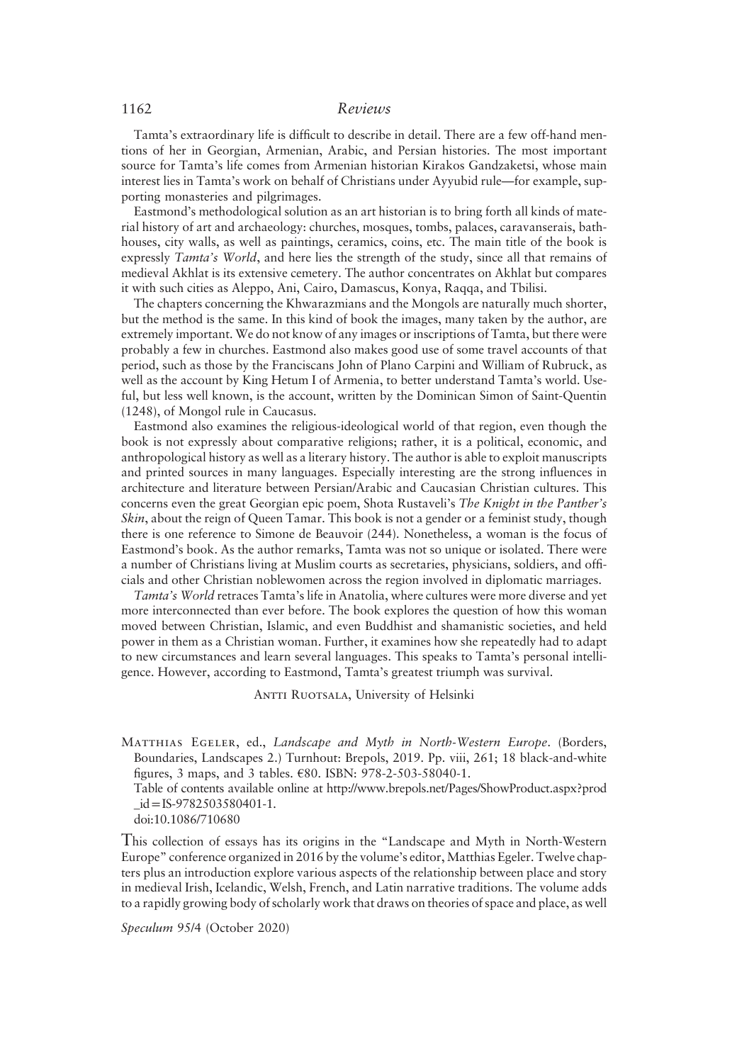Tamta's extraordinary life is difficult to describe in detail. There are a few off-hand mentions of her in Georgian, Armenian, Arabic, and Persian histories. The most important source for Tamta's life comes from Armenian historian Kirakos Gandzaketsi, whose main interest lies in Tamta's work on behalf of Christians under Ayyubid rule—for example, supporting monasteries and pilgrimages.

Eastmond's methodological solution as an art historian is to bring forth all kinds of material history of art and archaeology: churches, mosques, tombs, palaces, caravanserais, bathhouses, city walls, as well as paintings, ceramics, coins, etc. The main title of the book is expressly *Tamta's World*, and here lies the strength of the study, since all that remains of medieval Akhlat is its extensive cemetery. The author concentrates on Akhlat but compares it with such cities as Aleppo, Ani, Cairo, Damascus, Konya, Raqqa, and Tbilisi.

The chapters concerning the Khwarazmians and the Mongols are naturally much shorter, but the method is the same. In this kind of book the images, many taken by the author, are extremely important. We do not know of any images or inscriptions of Tamta, but there were probably a few in churches. Eastmond also makes good use of some travel accounts of that period, such as those by the Franciscans John of Plano Carpini and William of Rubruck, as well as the account by King Hetum I of Armenia, to better understand Tamta's world. Useful, but less well known, is the account, written by the Dominican Simon of Saint-Quentin (1248), of Mongol rule in Caucasus.

Eastmond also examines the religious-ideological world of that region, even though the book is not expressly about comparative religions; rather, it is a political, economic, and anthropological history as well as a literary history. The author is able to exploit manuscripts and printed sources in many languages. Especially interesting are the strong influences in architecture and literature between Persian/Arabic and Caucasian Christian cultures. This concerns even the great Georgian epic poem, Shota Rustaveli's *The Knight in the Panther's Skin*, about the reign of Queen Tamar. This book is not a gender or a feminist study, though there is one reference to Simone de Beauvoir (244). Nonetheless, a woman is the focus of Eastmond's book. As the author remarks, Tamta was not so unique or isolated. There were a number of Christians living at Muslim courts as secretaries, physicians, soldiers, and officials and other Christian noblewomen across the region involved in diplomatic marriages.

*Tamta's World* retraces Tamta's life in Anatolia, where cultures were more diverse and yet more interconnected than ever before. The book explores the question of how this woman moved between Christian, Islamic, and even Buddhist and shamanistic societies, and held power in them as a Christian woman. Further, it examines how she repeatedly had to adapt to new circumstances and learn several languages. This speaks to Tamta's personal intelligence. However, according to Eastmond, Tamta's greatest triumph was survival.

Antti Ruotsala, University of Helsinki

Matthias Egeler, ed., *Landscape and Myth in North-Western Europe*. (Borders, Boundaries, Landscapes 2.) Turnhout: Brepols, 2019. Pp. viii, 261; 18 black-and-white figures, 3 maps, and 3 tables. €80. ISBN: 978-2-503-58040-1.
Table of contents available online at http://www.brepols.net/Pages/ShowProduct.aspx?prod_id=IS-9782503580401-1.
doi:10.1086/710680

This collection of essays has its origins in the "Landscape and Myth in North-Western Europe" conference organized in 2016 by the volume's editor, Matthias Egeler. Twelve chapters plus an introduction explore various aspects of the relationship between place and story in medieval Irish, Icelandic, Welsh, French, and Latin narrative traditions. The volume adds to a rapidly growing body of scholarly work that draws on theories of space and place, as well